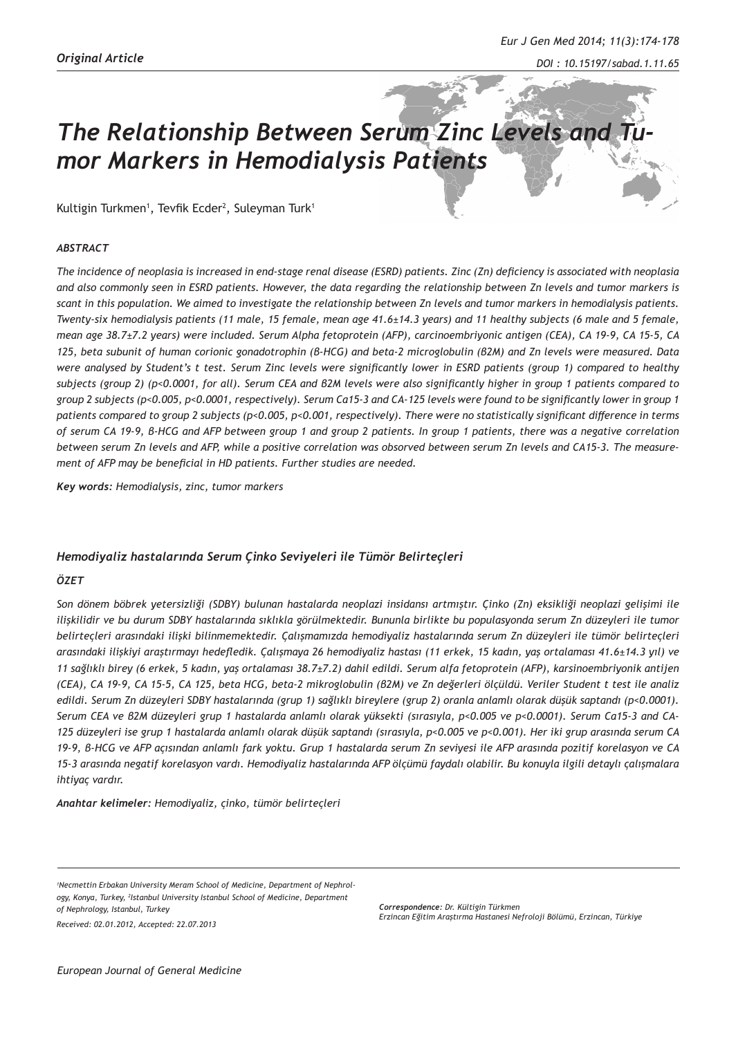*Original Article*

# *The Relationship Between Serum Zinc Levels and Tumor Markers in Hemodialysis Patients*

Kultigin Turkmen[1], Tevfik Ecder[2], Suleyman Turk[1]

### *ABSTRACT*

*The incidence of neoplasia is increased in end-stage renal disease (ESRD) patients. Zinc (Zn) deficiency is associated with neoplasia and also commonly seen in ESRD patients. However, the data regarding the relationship between Zn levels and tumor markers is scant in this population. We aimed to investigate the relationship between Zn levels and tumor markers in hemodialysis patients. Twenty-six hemodialysis patients (11 male, 15 female, mean age 41.6±14.3 years) and 11 healthy subjects (6 male and 5 female, mean age 38.7±7.2 years) were included. Serum Alpha fetoprotein (AFP), carcinoembriyonic antigen (CEA), CA 19-9, CA 15-5, CA 125, beta subunit of human corionic gonadotrophin (ß-HCG) and beta-2 microglobulin (ß2M) and Zn levels were measured. Data were analysed by Student's t test. Serum Zinc levels were significantly lower in ESRD patients (group 1) compared to healthy subjects (group 2) (p<0.0001, for all). Serum CEA and ß2M levels were also significantly higher in group 1 patients compared to group 2 subjects (p<0.005, p<0.0001, respectively). Serum Ca15-3 and CA-125 levels were found to be significantly lower in group 1 patients compared to group 2 subjects (p<0.005, p<0.001, respectively). There were no statistically significant difference in terms of serum CA 19-9, ß-HCG and AFP between group 1 and group 2 patients. In group 1 patients, there was a negative correlation between serum Zn levels and AFP, while a positive correlation was observed between serum Zn levels and CA15-3. The measurement of AFP may be beneficial in HD patients. Further studies are needed.*

***Key words:*** *Hemodialysis, zinc, tumor markers*

### *Hemodiyaliz hastalarında Serum Çinko Seviyeleri ile Tümör Belirteçleri*

### *ÖZET*

*Son dönem böbrek yetersizliği (SDBY) bulunan hastalarda neoplazi insidansı artmıştır. Çinko (Zn) eksikliği neoplazi gelişimi ile ilişkilidir ve bu durum SDBY hastalarında sıklıkla görülmektedir. Bununla birlikte bu populasyonda serum Zn düzeyleri ile tumor belirteçleri arasındaki ilişki bilinmemektedir. Çalışmamızda hemodiyaliz hastalarında serum Zn düzeyleri ile tümör belirteçleri arasındaki ilişkiyi araştırmayı hedefledik. Çalışmaya 26 hemodiyaliz hastası (11 erkek, 15 kadın, yaş ortalaması 41.6±14.3 yıl) ve 11 sağlıklı birey (6 erkek, 5 kadın, yaş ortalaması 38.7±7.2) dahil edildi. Serum alfa fetoprotein (AFP), karsinoembriyonik antijen (CEA), CA 19-9, CA 15-5, CA 125, beta HCG, beta-2 mikroglobulin (ß2M) ve Zn değerleri ölçüldü. Veriler Student t test ile analiz edildi. Serum Zn düzeyleri SDBY hastalarında (grup 1) sağlıklı bireylere (grup 2) oranla anlamlı olarak düşük saptandı (p<0.0001). Serum CEA ve ß2M düzeyleri grup 1 hastalarda anlamlı olarak yüksekti (sırasıyla, p<0.005 ve p<0.0001). Serum Ca15-3 and CA-125 düzeyleri ise grup 1 hastalarda anlamlı olarak düşük saptandı (sırasıyla, p<0.005 ve p<0.001). Her iki grup arasında serum CA 19-9, ß-HCG ve AFP açısından anlamlı fark yoktu. Grup 1 hastalarda serum Zn seviyesi ile AFP arasında pozitif korelasyon ve CA 15-3 arasında negatif korelasyon vardı. Hemodiyaliz hastalarında AFP ölçümü faydalı olabilir. Bu konuyla ilgili detaylı çalışmalara ihtiyaç vardır.*

***Anahtar kelimeler:*** *Hemodiyaliz, çinko, tümör belirteçleri*

*[1]Necmettin Erbakan University Meram School of Medicine, Department of Nephrology, Konya, Turkey, [2]Istanbul University Istanbul School of Medicine, Department of Nephrology, Istanbul, Turkey*

*Received: 02.01.2012, Accepted: 22.07.2013*

***Correspondence:*** *Dr. Kültigin Türkmen*
*Erzincan Eğitim Araştırma Hastanesi Nefroloji Bölümü, Erzincan, Türkiye*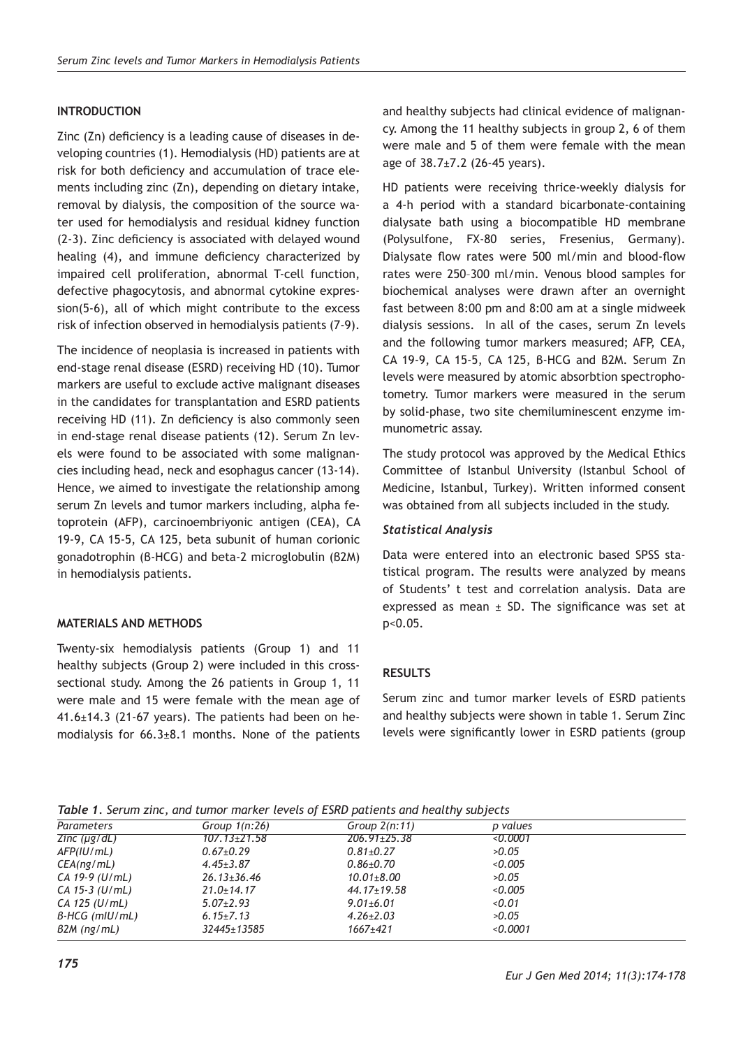## INTRODUCTION

Zinc (Zn) deficiency is a leading cause of diseases in developing countries (1). Hemodialysis (HD) patients are at risk for both deficiency and accumulation of trace elements including zinc (Zn), depending on dietary intake, removal by dialysis, the composition of the source water used for hemodialysis and residual kidney function (2-3). Zinc deficiency is associated with delayed wound healing (4), and immune deficiency characterized by impaired cell proliferation, abnormal T-cell function, defective phagocytosis, and abnormal cytokine expression(5-6), all of which might contribute to the excess risk of infection observed in hemodialysis patients (7-9).

The incidence of neoplasia is increased in patients with end-stage renal disease (ESRD) receiving HD (10). Tumor markers are useful to exclude active malignant diseases in the candidates for transplantation and ESRD patients receiving HD (11). Zn deficiency is also commonly seen in end-stage renal disease patients (12). Serum Zn levels were found to be associated with some malignancies including head, neck and esophagus cancer (13-14). Hence, we aimed to investigate the relationship among serum Zn levels and tumor markers including, alpha fetoprotein (AFP), carcinoembriyonic antigen (CEA), CA 19-9, CA 15-5, CA 125, beta subunit of human corionic gonadotrophin (ß-HCG) and beta-2 microglobulin (ß2M) in hemodialysis patients.

## MATERIALS AND METHODS

Twenty-six hemodialysis patients (Group 1) and 11 healthy subjects (Group 2) were included in this cross-sectional study. Among the 26 patients in Group 1, 11 were male and 15 were female with the mean age of 41.6±14.3 (21-67 years). The patients had been on hemodialysis for 66.3±8.1 months. None of the patients and healthy subjects had clinical evidence of malignancy. Among the 11 healthy subjects in group 2, 6 of them were male and 5 of them were female with the mean age of 38.7±7.2 (26-45 years).

HD patients were receiving thrice-weekly dialysis for a 4-h period with a standard bicarbonate-containing dialysate bath using a biocompatible HD membrane (Polysulfone, FX-80 series, Fresenius, Germany). Dialysate flow rates were 500 ml/min and blood-flow rates were 250–300 ml/min. Venous blood samples for biochemical analyses were drawn after an overnight fast between 8:00 pm and 8:00 am at a single midweek dialysis sessions. In all of the cases, serum Zn levels and the following tumor markers measured; AFP, CEA, CA 19-9, CA 15-5, CA 125, ß-HCG and ß2M. Serum Zn levels were measured by atomic absorbtion spectrophotometry. Tumor markers were measured in the serum by solid-phase, two site chemiluminescent enzyme immunometric assay.

The study protocol was approved by the Medical Ethics Committee of Istanbul University (Istanbul School of Medicine, Istanbul, Turkey). Written informed consent was obtained from all subjects included in the study.

### *Statistical Analysis*

Data were entered into an electronic based SPSS statistical program. The results were analyzed by means of Students' t test and correlation analysis. Data are expressed as mean ± SD. The significance was set at p<0.05.

## RESULTS

Serum zinc and tumor marker levels of ESRD patients and healthy subjects were shown in table 1. Serum Zinc levels were significantly lower in ESRD patients (group

*Table 1. Serum zinc, and tumor marker levels of ESRD patients and healthy subjects*

| *Parameters* | *Group 1(n:26)* | *Group 2(n:11)* | *p values* |
|---|---|---|---|
| *Zinc (µg/dL)* | *107.13±21.58* | *206.91±25.38* | *<0.0001* |
| *AFP(IU/mL)* | *0.67±0.29* | *0.81±0.27* | *>0.05* |
| *CEA(ng/mL)* | *4.45±3.87* | *0.86±0.70* | *<0.005* |
| *CA 19-9 (U/mL)* | *26.13±36.46* | *10.01±8.00* | *>0.05* |
| *CA 15-3 (U/mL)* | *21.0±14.17* | *44.17±19.58* | *<0.005* |
| *CA 125 (U/mL)* | *5.07±2.93* | *9.01±6.01* | *<0.01* |
| *ß-HCG (mIU/mL)* | *6.15±7.13* | *4.26±2.03* | *>0.05* |
| *ß2M (ng/mL)* | *32445±13585* | *1667±421* | *<0.0001* |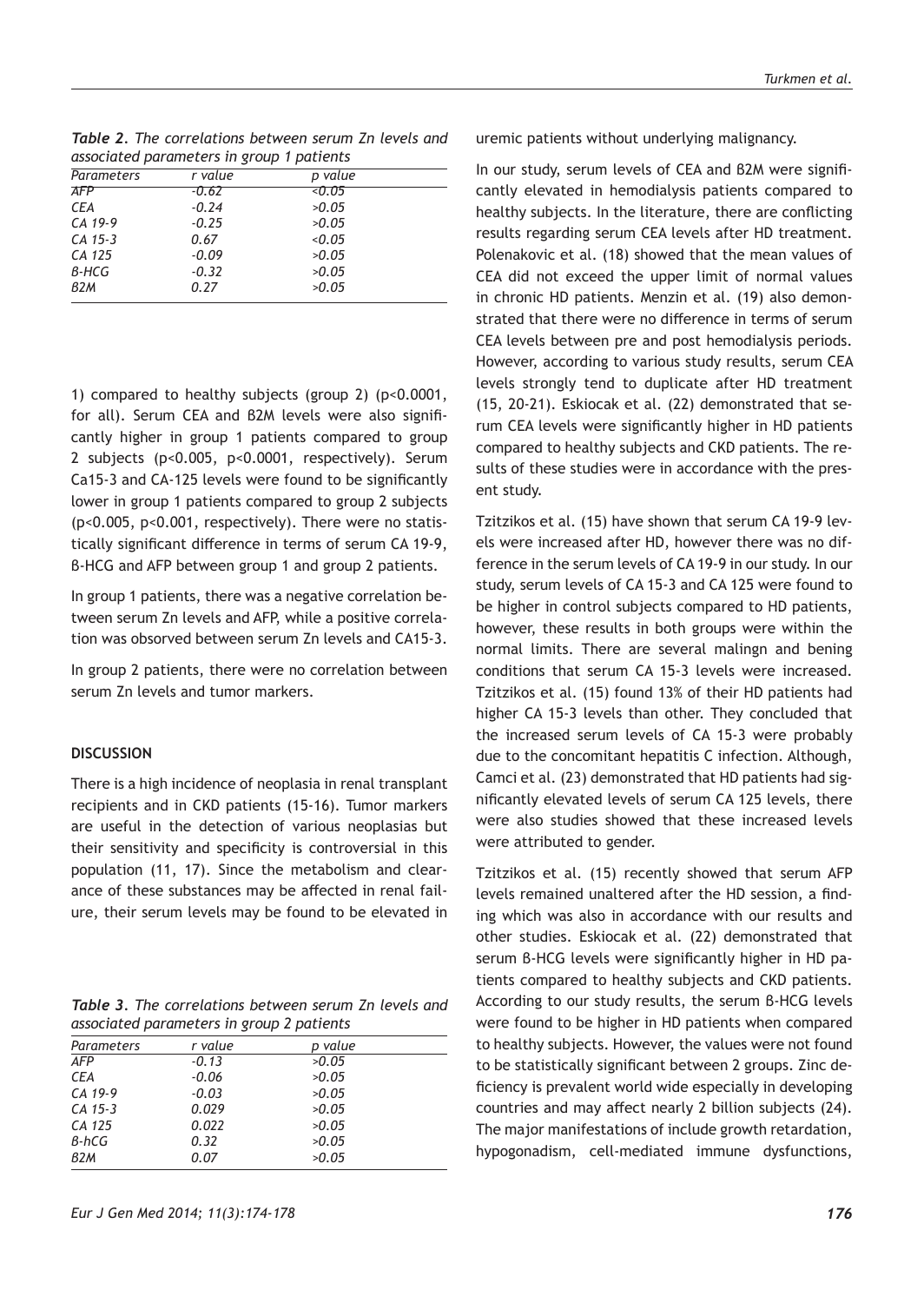*Table 2. The correlations between serum Zn levels and associated parameters in group 1 patients*

| Parameters | r value | p value |
|---|---|---|
| AFP | -0.62 | <0.05 |
| CEA | -0.24 | >0.05 |
| CA 19-9 | -0.25 | >0.05 |
| CA 15-3 | 0.67 | <0.05 |
| CA 125 | -0.09 | >0.05 |
| ß-HCG | -0.32 | >0.05 |
| ß2M | 0.27 | >0.05 |

1) compared to healthy subjects (group 2) ($p<0.0001$, for all). Serum CEA and ß2M levels were also significantly higher in group 1 patients compared to group 2 subjects ($p<0.005$, $p<0.0001$, respectively). Serum Ca15-3 and CA-125 levels were found to be significantly lower in group 1 patients compared to group 2 subjects ($p<0.005$, $p<0.001$, respectively). There were no statistically significant difference in terms of serum CA 19-9, ß-HCG and AFP between group 1 and group 2 patients.

In group 1 patients, there was a negative correlation between serum Zn levels and AFP, while a positive correlation was obsorved between serum Zn levels and CA15-3.

In group 2 patients, there were no correlation between serum Zn levels and tumor markers.

## DISCUSSION

There is a high incidence of neoplasia in renal transplant recipients and in CKD patients (15-16). Tumor markers are useful in the detection of various neoplasias but their sensitivity and specificity is controversial in this population (11, 17). Since the metabolism and clearance of these substances may be affected in renal failure, their serum levels may be found to be elevated in uremic patients without underlying malignancy.

*Table 3. The correlations between serum Zn levels and associated parameters in group 2 patients*

| Parameters | r value | p value |
|---|---|---|
| AFP | -0.13 | >0.05 |
| CEA | -0.06 | >0.05 |
| CA 19-9 | -0.03 | >0.05 |
| CA 15-3 | 0.029 | >0.05 |
| CA 125 | 0.022 | >0.05 |
| ß-hCG | 0.32 | >0.05 |
| ß2M | 0.07 | >0.05 |

In our study, serum levels of CEA and ß2M were significantly elevated in hemodialysis patients compared to healthy subjects. In the literature, there are conflicting results regarding serum CEA levels after HD treatment. Polenakovic et al. (18) showed that the mean values of CEA did not exceed the upper limit of normal values in chronic HD patients. Menzin et al. (19) also demonstrated that there were no difference in terms of serum CEA levels between pre and post hemodialysis periods. However, according to various study results, serum CEA levels strongly tend to duplicate after HD treatment (15, 20-21). Eskiocak et al. (22) demonstrated that serum CEA levels were significantly higher in HD patients compared to healthy subjects and CKD patients. The results of these studies were in accordance with the present study.

Tzitzikos et al. (15) have shown that serum CA 19-9 levels were increased after HD, however there was no difference in the serum levels of CA 19-9 in our study. In our study, serum levels of CA 15-3 and CA 125 were found to be higher in control subjects compared to HD patients, however, these results in both groups were within the normal limits. There are several malingn and bening conditions that serum CA 15-3 levels were increased. Tzitzikos et al. (15) found 13% of their HD patients had higher CA 15-3 levels than other. They concluded that the increased serum levels of CA 15-3 were probably due to the concomitant hepatitis C infection. Although, Camci et al. (23) demonstrated that HD patients had significantly elevated levels of serum CA 125 levels, there were also studies showed that these increased levels were attributed to gender.

Tzitzikos et al. (15) recently showed that serum AFP levels remained unaltered after the HD session, a finding which was also in accordance with our results and other studies. Eskiocak et al. (22) demonstrated that serum ß-HCG levels were significantly higher in HD patients compared to healthy subjects and CKD patients. According to our study results, the serum ß-HCG levels were found to be higher in HD patients when compared to healthy subjects. However, the values were not found to be statistically significant between 2 groups. Zinc deficiency is prevalent world wide especially in developing countries and may affect nearly 2 billion subjects (24). The major manifestations of include growth retardation, hypogonadism, cell-mediated immune dysfunctions,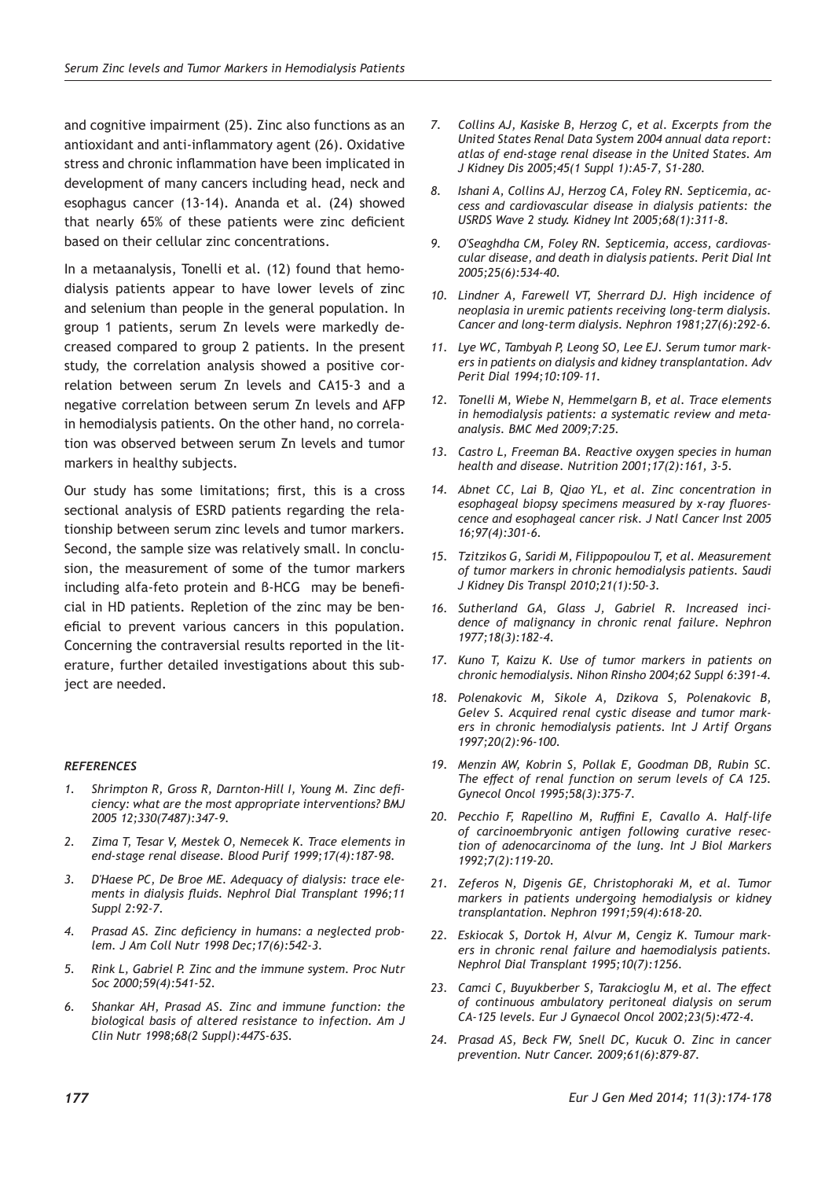and cognitive impairment (25). Zinc also functions as an antioxidant and anti-inflammatory agent (26). Oxidative stress and chronic inflammation have been implicated in development of many cancers including head, neck and esophagus cancer (13-14). Ananda et al. (24) showed that nearly 65% of these patients were zinc deficient based on their cellular zinc concentrations.

In a metaanalysis, Tonelli et al. (12) found that hemodialysis patients appear to have lower levels of zinc and selenium than people in the general population. In group 1 patients, serum Zn levels were markedly decreased compared to group 2 patients. In the present study, the correlation analysis showed a positive correlation between serum Zn levels and CA15-3 and a negative correlation between serum Zn levels and AFP in hemodialysis patients. On the other hand, no correlation was observed between serum Zn levels and tumor markers in healthy subjects.

Our study has some limitations; first, this is a cross sectional analysis of ESRD patients regarding the relationship between serum zinc levels and tumor markers. Second, the sample size was relatively small. In conclusion, the measurement of some of the tumor markers including alfa-feto protein and ß-HCG may be beneficial in HD patients. Repletion of the zinc may be beneficial to prevent various cancers in this population. Concerning the contraversial results reported in the literature, further detailed investigations about this subject are needed.

### *REFERENCES*

1. *Shrimpton R, Gross R, Darnton-Hill I, Young M. Zinc deficiency: what are the most appropriate interventions? BMJ 2005 12;330(7487):347-9.*
2. *Zima T, Tesar V, Mestek O, Nemecek K. Trace elements in end-stage renal disease. Blood Purif 1999;17(4):187-98.*
3. *D'Haese PC, De Broe ME. Adequacy of dialysis: trace elements in dialysis fluids. Nephrol Dial Transplant 1996;11 Suppl 2:92-7.*
4. *Prasad AS. Zinc deficiency in humans: a neglected problem. J Am Coll Nutr 1998 Dec;17(6):542-3.*
5. *Rink L, Gabriel P. Zinc and the immune system. Proc Nutr Soc 2000;59(4):541-52.*
6. *Shankar AH, Prasad AS. Zinc and immune function: the biological basis of altered resistance to infection. Am J Clin Nutr 1998;68(2 Suppl):447S-63S.*
7. *Collins AJ, Kasiske B, Herzog C, et al. Excerpts from the United States Renal Data System 2004 annual data report: atlas of end-stage renal disease in the United States. Am J Kidney Dis 2005;45(1 Suppl 1):A5-7, S1-280.*
8. *Ishani A, Collins AJ, Herzog CA, Foley RN. Septicemia, access and cardiovascular disease in dialysis patients: the USRDS Wave 2 study. Kidney Int 2005;68(1):311-8.*
9. *O'Seaghdha CM, Foley RN. Septicemia, access, cardiovascular disease, and death in dialysis patients. Perit Dial Int 2005;25(6):534-40.*
10. *Lindner A, Farewell VT, Sherrard DJ. High incidence of neoplasia in uremic patients receiving long-term dialysis. Cancer and long-term dialysis. Nephron 1981;27(6):292-6.*
11. *Lye WC, Tambyah P, Leong SO, Lee EJ. Serum tumor markers in patients on dialysis and kidney transplantation. Adv Perit Dial 1994;10:109-11.*
12. *Tonelli M, Wiebe N, Hemmelgarn B, et al. Trace elements in hemodialysis patients: a systematic review and metaanalysis. BMC Med 2009;7:25.*
13. *Castro L, Freeman BA. Reactive oxygen species in human health and disease. Nutrition 2001;17(2):161, 3-5.*
14. *Abnet CC, Lai B, Qiao YL, et al. Zinc concentration in esophageal biopsy specimens measured by x-ray fluorescence and esophageal cancer risk. J Natl Cancer Inst 2005 16;97(4):301-6.*
15. *Tzitzikos G, Saridi M, Filippopoulou T, et al. Measurement of tumor markers in chronic hemodialysis patients. Saudi J Kidney Dis Transpl 2010;21(1):50-3.*
16. *Sutherland GA, Glass J, Gabriel R. Increased incidence of malignancy in chronic renal failure. Nephron 1977;18(3):182-4.*
17. *Kuno T, Kaizu K. Use of tumor markers in patients on chronic hemodialysis. Nihon Rinsho 2004;62 Suppl 6:391-4.*
18. *Polenakovic M, Sikole A, Dzikova S, Polenakovic B, Gelev S. Acquired renal cystic disease and tumor markers in chronic hemodialysis patients. Int J Artif Organs 1997;20(2):96-100.*
19. *Menzin AW, Kobrin S, Pollak E, Goodman DB, Rubin SC. The effect of renal function on serum levels of CA 125. Gynecol Oncol 1995;58(3):375-7.*
20. *Pecchio F, Rapellino M, Ruffini E, Cavallo A. Half-life of carcinoembryonic antigen following curative resection of adenocarcinoma of the lung. Int J Biol Markers 1992;7(2):119-20.*
21. *Zeferos N, Digenis GE, Christophoraki M, et al. Tumor markers in patients undergoing hemodialysis or kidney transplantation. Nephron 1991;59(4):618-20.*
22. *Eskiocak S, Dortok H, Alvur M, Cengiz K. Tumour markers in chronic renal failure and haemodialysis patients. Nephrol Dial Transplant 1995;10(7):1256.*
23. *Camci C, Buyukberber S, Tarakcioglu M, et al. The effect of continuous ambulatory peritoneal dialysis on serum CA-125 levels. Eur J Gynaecol Oncol 2002;23(5):472-4.*
24. *Prasad AS, Beck FW, Snell DC, Kucuk O. Zinc in cancer prevention. Nutr Cancer. 2009;61(6):879-87.*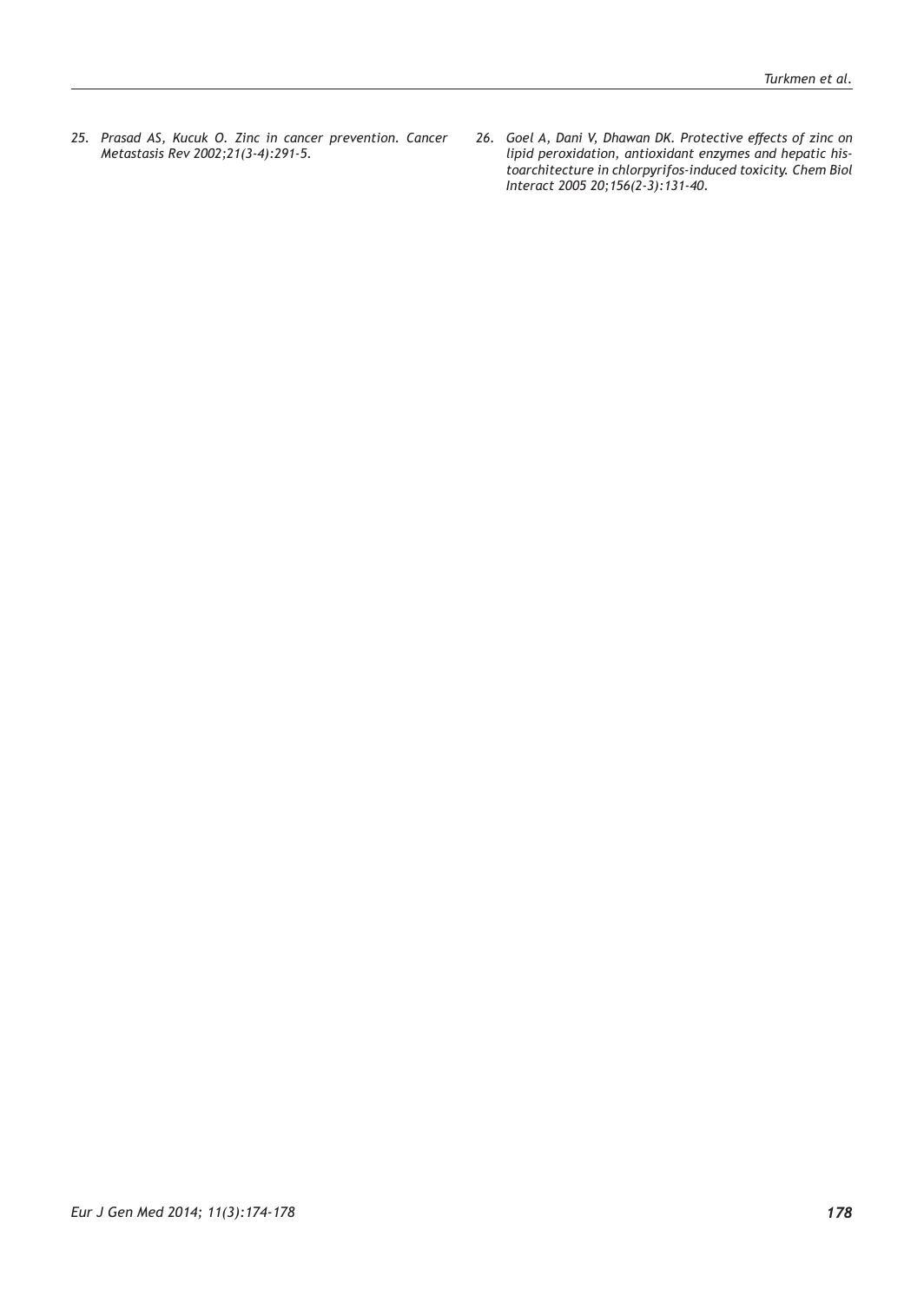25. *Prasad AS, Kucuk O. Zinc in cancer prevention. Cancer Metastasis Rev 2002;21(3-4):291-5.*

26. *Goel A, Dani V, Dhawan DK. Protective effects of zinc on lipid peroxidation, antioxidant enzymes and hepatic histoarchitecture in chlorpyrifos-induced toxicity. Chem Biol Interact 2005 20;156(2-3):131-40.*